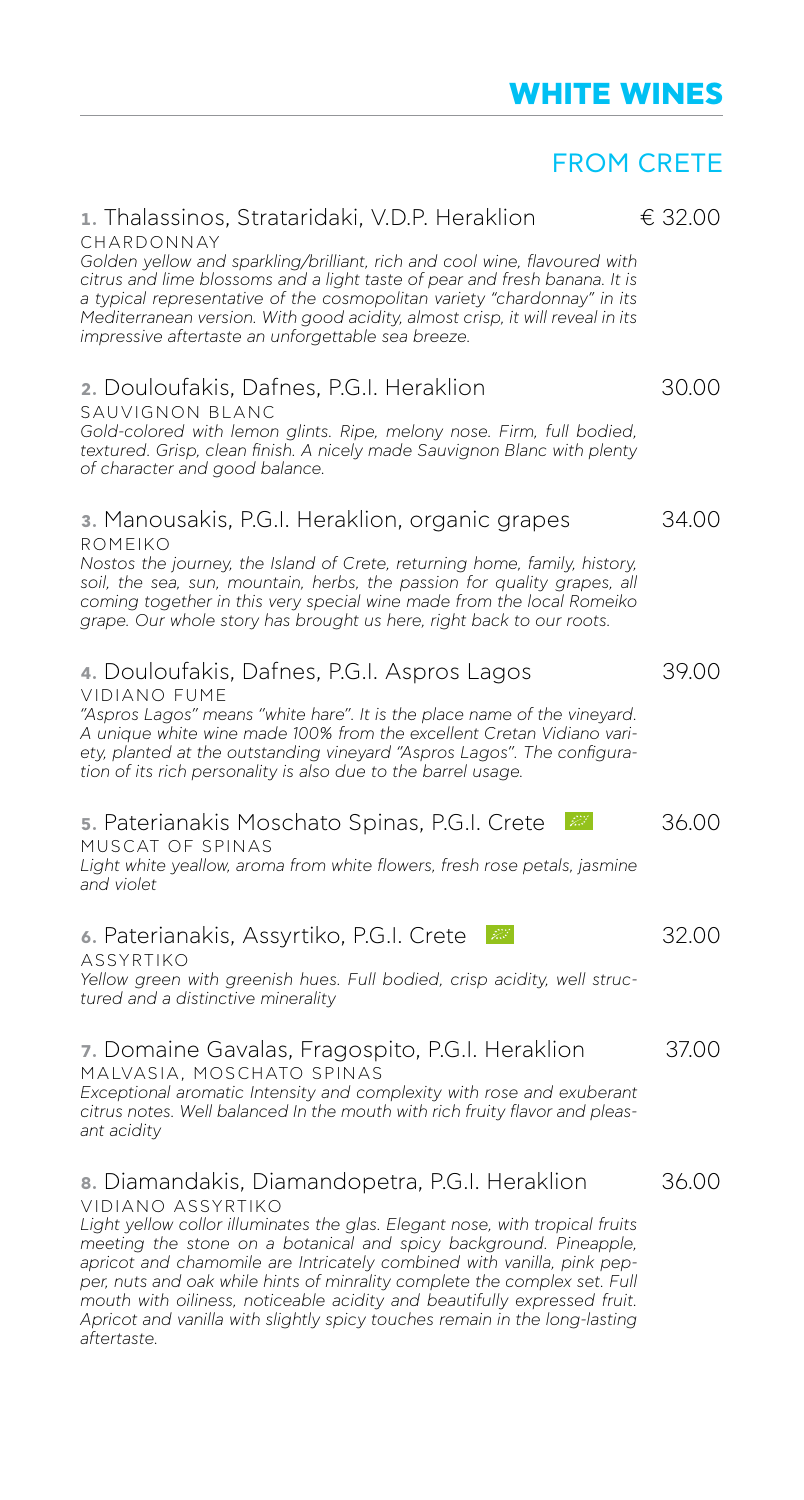# WHITE WINES

## FROM CRETE

**1.** Thalassinos, Strataridaki, V.D.P. Heraklion — € 32.00
CHARDONNAY
*Golden yellow and sparkling/brilliant, rich and cool wine, flavoured with citrus and lime blossoms and a light taste of pear and fresh banana. It is a typical representative of the cosmopolitan variety "chardonnay" in its Mediterranean version. With good acidity, almost crisp, it will reveal in its impressive aftertaste an unforgettable sea breeze.*

**2.** Douloufakis, Dafnes, P.G.I. Heraklion — 30.00
SAUVIGNON BLANC
*Gold-colored with lemon glints. Ripe, melony nose. Firm, full bodied, textured. Grisp, clean finish. A nicely made Sauvignon Blanc with plenty of character and good balance.*

**3.** Manousakis, P.G.I. Heraklion, organic grapes — 34.00
ROMEIKO
*Nostos the journey, the Island of Crete, returning home, family, history, soil, the sea, sun, mountain, herbs, the passion for quality grapes, all coming together in this very special wine made from the local Romeiko grape. Our whole story has brought us here, right back to our roots.*

**4.** Douloufakis, Dafnes, P.G.I. Aspros Lagos — 39.00
VIDIANO FUME
*"Aspros Lagos" means "white hare". It is the place name of the vineyard. A unique white wine made 100% from the excellent Cretan Vidiano variety, planted at the outstanding vineyard "Aspros Lagos". The configuration of its rich personality is also due to the barrel usage.*

**5.** Paterianakis Moschato Spinas, P.G.I. Crete — 36.00
MUSCAT OF SPINAS
*Light white yeallow, aroma from white flowers, fresh rose petals, jasmine and violet*

**6.** Paterianakis, Assyrtiko, P.G.I. Crete — 32.00
ASSYRTIKO
*Yellow green with greenish hues. Full bodied, crisp acidity, well structured and a distinctive minerality*

**7.** Domaine Gavalas, Fragospito, P.G.I. Heraklion — 37.00
MALVASIA, MOSCHATO SPINAS
*Exceptional aromatic Intensity and complexity with rose and exuberant citrus notes. Well balanced In the mouth with rich fruity flavor and pleasant acidity*

**8.** Diamandakis, Diamandopetra, P.G.I. Heraklion — 36.00
VIDIANO ASSYRTIKO
*Light yellow collor illuminates the glas. Elegant nose, with tropical fruits meeting the stone on a botanical and spicy background. Pineapple, apricot and chamomile are Intricately combined with vanilla, pink pepper, nuts and oak while hints of minrality complete the complex set. Full mouth with oiliness, noticeable acidity and beautifully expressed fruit. Apricot and vanilla with slightly spicy touches remain in the long-lasting aftertaste.*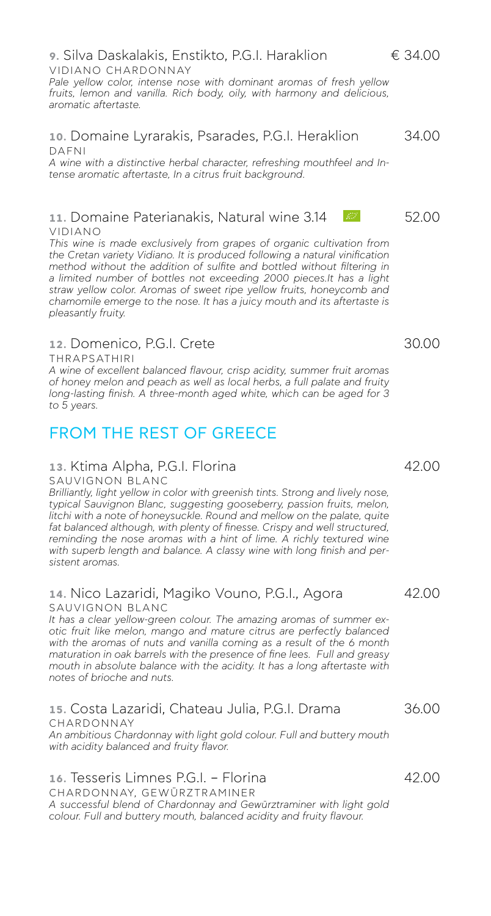**9.** Silva Daskalakis, Enstikto, P.G.I. Haraklion — € 34.00

VIDIANO CHARDONNAY

*Pale yellow color, intense nose with dominant aromas of fresh yellow fruits, lemon and vanilla. Rich body, oily, with harmony and delicious, aromatic aftertaste.*

**10.** Domaine Lyrarakis, Psarades, P.G.I. Heraklion — 34.00

DAFNI

*A wine with a distinctive herbal character, refreshing mouthfeel and Intense aromatic aftertaste, In a citrus fruit background.*

**11.** Domaine Paterianakis, Natural wine 3.14 — 52.00

VIDIANO

*This wine is made exclusively from grapes of organic cultivation from the Cretan variety Vidiano. It is produced following a natural vinification method without the addition of sulfite and bottled without filtering in a limited number of bottles not exceeding 2000 pieces.It has a light straw yellow color. Aromas of sweet ripe yellow fruits, honeycomb and chamomile emerge to the nose. It has a juicy mouth and its aftertaste is pleasantly fruity.*

**12.** Domenico, P.G.I. Crete — 30.00

THRAPSATHIRI

*A wine of excellent balanced flavour, crisp acidity, summer fruit aromas of honey melon and peach as well as local herbs, a full palate and fruity long-lasting finish. A three-month aged white, which can be aged for 3 to 5 years.*

## FROM THE REST OF GREECE

**13.** Ktima Alpha, P.G.I. Florina — 42.00

SAUVIGNON BLANC

*Brilliantly, light yellow in color with greenish tints. Strong and lively nose, typical Sauvignon Blanc, suggesting gooseberry, passion fruits, melon, litchi with a note of honeysuckle. Round and mellow on the palate, quite fat balanced although, with plenty of finesse. Crispy and well structured, reminding the nose aromas with a hint of lime. A richly textured wine with superb length and balance. A classy wine with long finish and persistent aromas.*

**14.** Nico Lazaridi, Magiko Vouno, P.G.I., Agora — 42.00

SAUVIGNON BLANC

*It has a clear yellow-green colour. The amazing aromas of summer exotic fruit like melon, mango and mature citrus are perfectly balanced with the aromas of nuts and vanilla coming as a result of the 6 month maturation in oak barrels with the presence of fine lees. Full and greasy mouth in absolute balance with the acidity. It has a long aftertaste with notes of brioche and nuts.*

**15.** Costa Lazaridi, Chateau Julia, P.G.I. Drama — 36.00

CHARDONNAY

*An ambitious Chardonnay with light gold colour. Full and buttery mouth with acidity balanced and fruity flavor.*

**16.** Tesseris Limnes P.G.I. – Florina — 42.00

CHARDONNAY, GEWÜRZTRAMINER

*A successful blend of Chardonnay and Gewürztraminer with light gold colour. Full and buttery mouth, balanced acidity and fruity flavour.*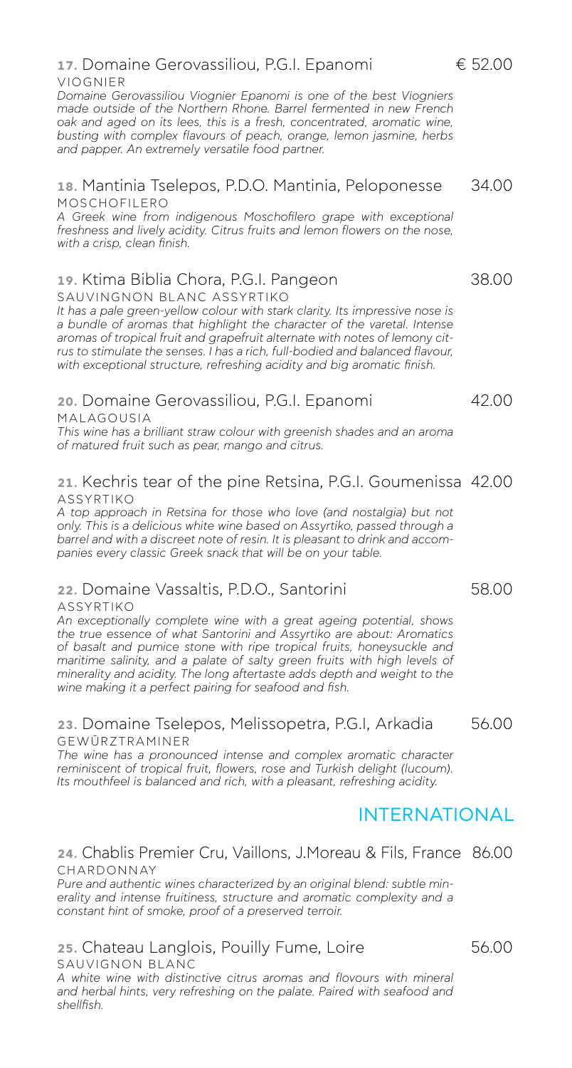**17.** Domaine Gerovassiliou, P.G.I. Epanomi € 52.00

VIOGNIER

*Domaine Gerovassiliou Viognier Epanomi is one of the best Viogniers made outside of the Northern Rhone. Barrel fermented in new French oak and aged on its lees, this is a fresh, concentrated, aromatic wine, busting with complex flavours of peach, orange, lemon jasmine, herbs and papper. An extremely versatile food partner.*

**18.** Mantinia Tselepos, P.D.O. Mantinia, Peloponesse 34.00

MOSCHOFILERO

*A Greek wine from indigenous Moschofilero grape with exceptional freshness and lively acidity. Citrus fruits and lemon flowers on the nose, with a crisp, clean finish.*

**19.** Ktima Biblia Chora, P.G.I. Pangeon 38.00

SAUVINGNON BLANC ASSYRTIKO

*It has a pale green-yellow colour with stark clarity. Its impressive nose is a bundle of aromas that highlight the character of the varetal. Intense aromas of tropical fruit and grapefruit alternate with notes of lemony citrus to stimulate the senses. I has a rich, full-bodied and balanced flavour, with exceptional structure, refreshing acidity and big aromatic finish.*

**20.** Domaine Gerovassiliou, P.G.I. Epanomi 42.00

MALAGOUSIA

*This wine has a brilliant straw colour with greenish shades and an aroma of matured fruit such as pear, mango and citrus.*

**21.** Kechris tear of the pine Retsina, P.G.I. Goumenissa 42.00

ASSYRTIKO

*A top approach in Retsina for those who love (and nostalgia) but not only. This is a delicious white wine based on Assyrtiko, passed through a barrel and with a discreet note of resin. It is pleasant to drink and accompanies every classic Greek snack that will be on your table.*

**22.** Domaine Vassaltis, P.D.O., Santorini 58.00

ASSYRTIKO

*An exceptionally complete wine with a great ageing potential, shows the true essence of what Santorini and Assyrtiko are about: Aromatics of basalt and pumice stone with ripe tropical fruits, honeysuckle and maritime salinity, and a palate of salty green fruits with high levels of minerality and acidity. The long aftertaste adds depth and weight to the wine making it a perfect pairing for seafood and fish.*

**23.** Domaine Tselepos, Melissopetra, P.G.I, Arkadia 56.00

GEWÜRZTRAMINER

*The wine has a pronounced intense and complex aromatic character reminiscent of tropical fruit, flowers, rose and Turkish delight (lucoum). Its mouthfeel is balanced and rich, with a pleasant, refreshing acidity.*

## INTERNATIONAL

**24.** Chablis Premier Cru, Vaillons, J.Moreau & Fils, France 86.00

CHARDONNAY

*Pure and authentic wines characterized by an original blend: subtle minerality and intense fruitiness, structure and aromatic complexity and a constant hint of smoke, proof of a preserved terroir.*

**25.** Chateau Langlois, Pouilly Fume, Loire 56.00

SAUVIGNON BLANC

*A white wine with distinctive citrus aromas and flovours with mineral and herbal hints, very refreshing on the palate. Paired with seafood and shellfish.*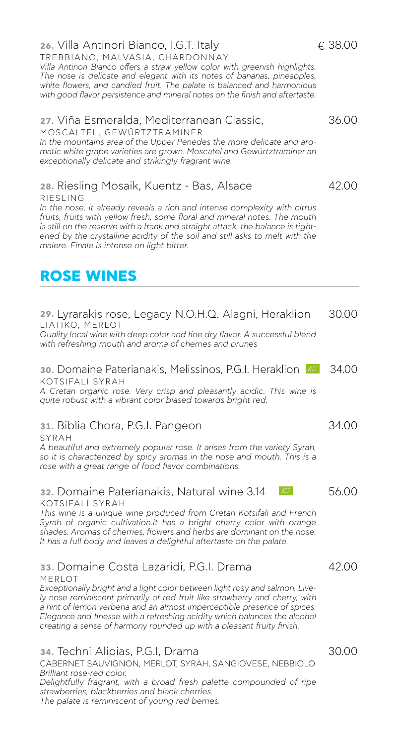**26.** Villa Antinori Bianco, I.G.T. Italy — € 38.00

TREBBIANO, MALVASIA, CHARDONNAY

*Villa Antinori Bianco offers a straw yellow color with greenish highlights. The nose is delicate and elegant with its notes of bananas, pineapples, white flowers, and candied fruit. The palate is balanced and harmonious with good flavor persistence and mineral notes on the finish and aftertaste.*

**27.** Viña Esmeralda, Mediterranean Classic, — 36.00

MOSCALTEL, GEWÜRTZTRAMINER

*In the mountains area of the Upper Penedes the more delicate and aromatic white grape varieties are grown. Moscatel and Gewürtztraminer an exceptionally delicate and strikingly fragrant wine.*

**28.** Riesling Mosaik, Kuentz - Bas, Alsace — 42.00

RIESLING

*In the nose, it already reveals a rich and intense complexity with citrus fruits, fruits with yellow fresh, some floral and mineral notes. The mouth is still on the reserve with a frank and straight attack, the balance is tightened by the crystalline acidity of the soil and still asks to melt with the maiere. Finale is intense on light bitter.*

## ROSE WINES

**29.** Lyrarakis rose, Legacy N.O.H.Q. Alagni, Heraklion — 30.00

LIATIKO, MERLOT

*Quality local wine with deep color and fine dry flavor. A successful blend with refreshing mouth and aroma of cherries and prunes*

**30.** Domaine Paterianakis, Melissinos, P.G.I. Heraklion — 34.00

KOTSIFALI SYRAH

*A Cretan organic rose. Very crisp and pleasantly acidic. This wine is quite robust with a vibrant color biased towards bright red.*

**31.** Biblia Chora, P.G.I. Pangeon — 34.00

SYRAH

*A beautiful and extremely popular rose. It arises from the variety Syrah, so it is characterized by spicy aromas in the nose and mouth. This is a rose with a great range of food flavor combinations.*

**32.** Domaine Paterianakis, Natural wine 3.14 — 56.00

KOTSIFALI SYRAH

*This wine is a unique wine produced from Cretan Kotsifali and French Syrah of organic cultivation.It has a bright cherry color with orange shades. Aromas of cherries, flowers and herbs are dominant on the nose. It has a full body and leaves a delightful aftertaste on the palate.*

**33.** Domaine Costa Lazaridi, P.G.I. Drama — 42.00

MERLOT

*Exceptionally bright and a light color between light rosy and salmon. Lively nose reminiscent primarily of red fruit like strawberry and cherry, with a hint of lemon verbena and an almost imperceptible presence of spices. Elegance and finesse with a refreshing acidity which balances the alcohol creating a sense of harmony rounded up with a pleasant fruity finish.*

**34.** Techni Alipias, P.G.I, Drama — 30.00

CABERNET SAUVIGNON, MERLOT, SYRAH, SANGIOVESE, NEBBIOLO

*Brilliant rose-red color.*
*Delightfully fragrant, with a broad fresh palette compounded of ripe strawberries, blackberries and black cherries.*
*The palate is reminiscent of young red berries.*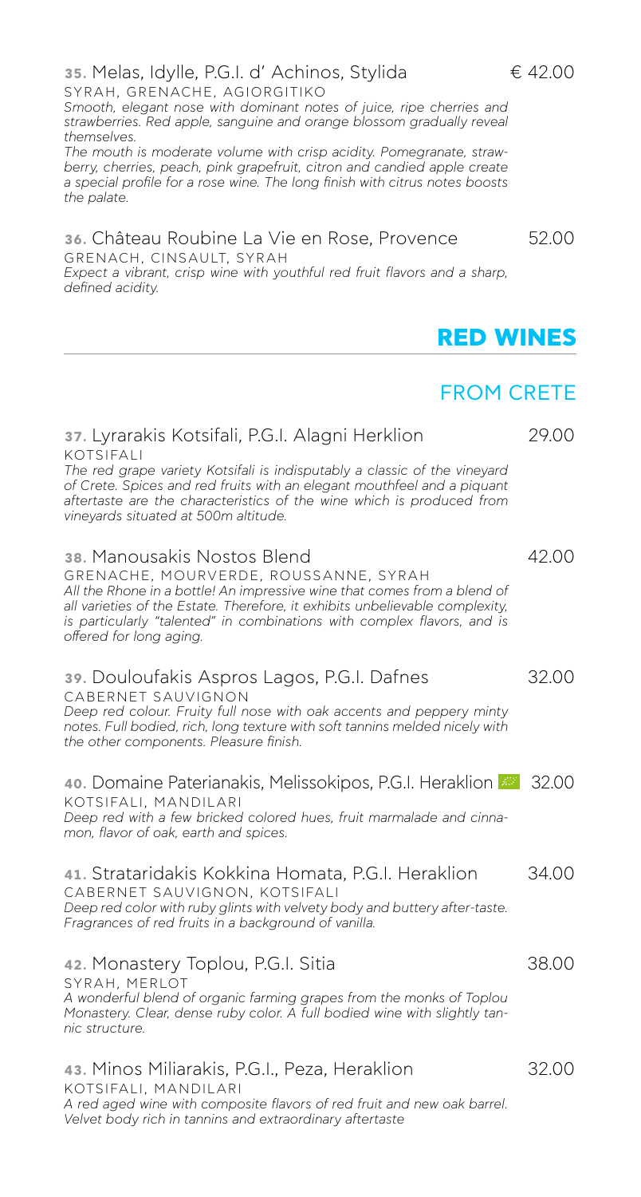**35.** Melas, Idylle, P.G.I. d' Achinos, Stylida € 42.00
SYRAH, GRENACHE, AGIORGITIKO
*Smooth, elegant nose with dominant notes of juice, ripe cherries and strawberries. Red apple, sanguine and orange blossom gradually reveal themselves.*
*The mouth is moderate volume with crisp acidity. Pomegranate, strawberry, cherries, peach, pink grapefruit, citron and candied apple create a special profile for a rose wine. The long finish with citrus notes boosts the palate.*

**36.** Château Roubine La Vie en Rose, Provence 52.00
GRENACH, CINSAULT, SYRAH
*Expect a vibrant, crisp wine with youthful red fruit flavors and a sharp, defined acidity.*

# RED WINES

## FROM CRETE

**37.** Lyrarakis Kotsifali, P.G.I. Alagni Herklion 29.00
KOTSIFALI
*The red grape variety Kotsifali is indisputably a classic of the vineyard of Crete. Spices and red fruits with an elegant mouthfeel and a piquant aftertaste are the characteristics of the wine which is produced from vineyards situated at 500m altitude.*

**38.** Manousakis Nostos Blend 42.00
GRENACHE, MOURVERDE, ROUSSANNE, SYRAH
*All the Rhone in a bottle! An impressive wine that comes from a blend of all varieties of the Estate. Therefore, it exhibits unbelievable complexity, is particularly "talented" in combinations with complex flavors, and is offered for long aging.*

**39.** Douloufakis Aspros Lagos, P.G.I. Dafnes 32.00
CABERNET SAUVIGNON
*Deep red colour. Fruity full nose with oak accents and peppery minty notes. Full bodied, rich, long texture with soft tannins melded nicely with the other components. Pleasure finish.*

**40.** Domaine Paterianakis, Melissokipos, P.G.I. Heraklion 32.00
KOTSIFALI, MANDILARI
*Deep red with a few bricked colored hues, fruit marmalade and cinnamon, flavor of oak, earth and spices.*

**41.** Strataridakis Kokkina Homata, P.G.I. Heraklion 34.00
CABERNET SAUVIGNON, KOTSIFALI
*Deep red color with ruby glints with velvety body and buttery after-taste. Fragrances of red fruits in a background of vanilla.*

**42.** Monastery Toplou, P.G.I. Sitia 38.00
SYRAH, MERLOT
*A wonderful blend of organic farming grapes from the monks of Toplou Monastery. Clear, dense ruby color. A full bodied wine with slightly tannic structure.*

**43.** Minos Miliarakis, P.G.I., Peza, Heraklion 32.00
KOTSIFALI, MANDILARI
*A red aged wine with composite flavors of red fruit and new oak barrel. Velvet body rich in tannins and extraordinary aftertaste*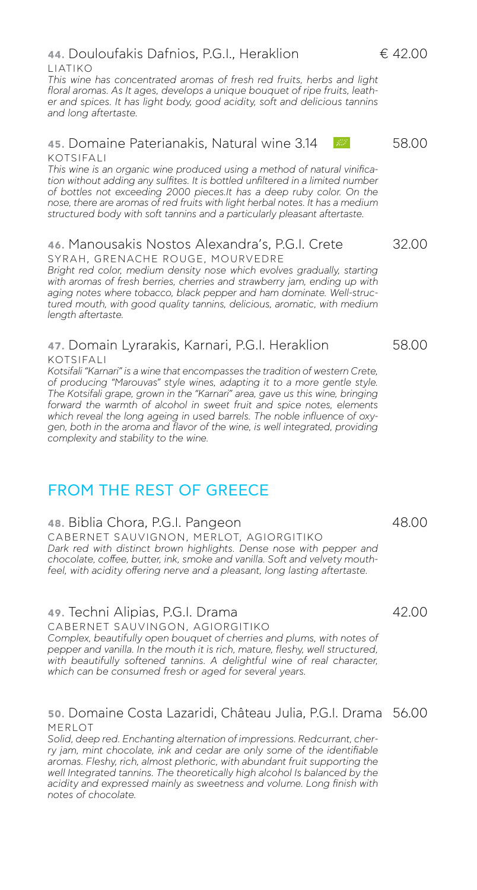**44.** Douloufakis Dafnios, P.G.I., Heraklion € 42.00

LIATIKO

*This wine has concentrated aromas of fresh red fruits, herbs and light floral aromas. As It ages, develops a unique bouquet of ripe fruits, leather and spices. It has light body, good acidity, soft and delicious tannins and long aftertaste.*

**45.** Domaine Paterianakis, Natural wine 3.14 58.00

KOTSIFALI

*This wine is an organic wine produced using a method of natural vinification without adding any sulfites. It is bottled unfiltered in a limited number of bottles not exceeding 2000 pieces.It has a deep ruby color. On the nose, there are aromas of red fruits with light herbal notes. It has a medium structured body with soft tannins and a particularly pleasant aftertaste.*

**46.** Manousakis Nostos Alexandra's, P.G.I. Crete 32.00

SYRAH, GRENACHE ROUGE, MOURVEDRE

*Bright red color, medium density nose which evolves gradually, starting with aromas of fresh berries, cherries and strawberry jam, ending up with aging notes where tobacco, black pepper and ham dominate. Well-structured mouth, with good quality tannins, delicious, aromatic, with medium length aftertaste.*

**47.** Domain Lyrarakis, Karnari, P.G.I. Heraklion 58.00

KOTSIFALI

*Kotsifali "Karnari" is a wine that encompasses the tradition of western Crete, of producing "Marouvas" style wines, adapting it to a more gentle style. The Kotsifali grape, grown in the "Karnari" area, gave us this wine, bringing forward the warmth of alcohol in sweet fruit and spice notes, elements which reveal the long ageing in used barrels. The noble influence of oxygen, both in the aroma and flavor of the wine, is well integrated, providing complexity and stability to the wine.*

## FROM THE REST OF GREECE

**48.** Biblia Chora, P.G.I. Pangeon 48.00

CABERNET SAUVIGNON, MERLOT, AGIORGITIKO

*Dark red with distinct brown highlights. Dense nose with pepper and chocolate, coffee, butter, ink, smoke and vanilla. Soft and velvety mouthfeel, with acidity offering nerve and a pleasant, long lasting aftertaste.*

**49.** Techni Alipias, P.G.I. Drama 42.00

CABERNET SAUVINGON, AGIORGITIKO

*Complex, beautifully open bouquet of cherries and plums, with notes of pepper and vanilla. In the mouth it is rich, mature, fleshy, well structured, with beautifully softened tannins. A delightful wine of real character, which can be consumed fresh or aged for several years.*

**50.** Domaine Costa Lazaridi, Château Julia, P.G.I. Drama 56.00

MERLOT

*Solid, deep red. Enchanting alternation of impressions. Redcurrant, cherry jam, mint chocolate, ink and cedar are only some of the identifiable aromas. Fleshy, rich, almost plethoric, with abundant fruit supporting the well Integrated tannins. The theoretically high alcohol Is balanced by the acidity and expressed mainly as sweetness and volume. Long finish with notes of chocolate.*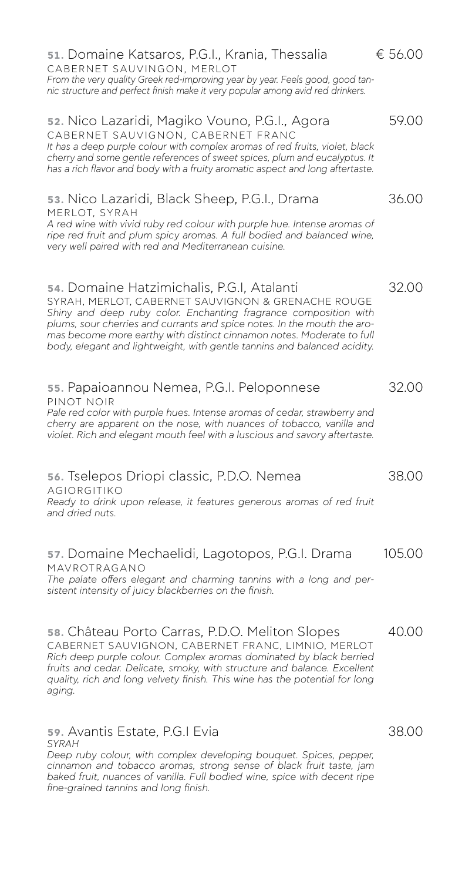**51.** Domaine Katsaros, P.G.I., Krania, Thessalia — € 56.00

CABERNET SAUVINGON, MERLOT

*From the very quality Greek red-improving year by year. Feels good, good tannic structure and perfect finish make it very popular among avid red drinkers.*

**52.** Nico Lazaridi, Magiko Vouno, P.G.I., Agora — 59.00

CABERNET SAUVIGNON, CABERNET FRANC

*It has a deep purple colour with complex aromas of red fruits, violet, black cherry and some gentle references of sweet spices, plum and eucalyptus. It has a rich flavor and body with a fruity aromatic aspect and long aftertaste.*

**53.** Nico Lazaridi, Black Sheep, P.G.I., Drama — 36.00

MERLOT, SYRAH

*A red wine with vivid ruby red colour with purple hue. Intense aromas of ripe red fruit and plum spicy aromas. A full bodied and balanced wine, very well paired with red and Mediterranean cuisine.*

**54.** Domaine Hatzimichalis, P.G.I, Atalanti — 32.00

SYRAH, MERLOT, CABERNET SAUVIGNON & GRENACHE ROUGE

*Shiny and deep ruby color. Enchanting fragrance composition with plums, sour cherries and currants and spice notes. In the mouth the aromas become more earthy with distinct cinnamon notes. Moderate to full body, elegant and lightweight, with gentle tannins and balanced acidity.*

**55.** Papaioannou Nemea, P.G.I. Peloponnese — 32.00

PINOT NOIR

*Pale red color with purple hues. Intense aromas of cedar, strawberry and cherry are apparent on the nose, with nuances of tobacco, vanilla and violet. Rich and elegant mouth feel with a luscious and savory aftertaste.*

**56.** Tselepos Driopi classic, P.D.O. Nemea — 38.00

AGIORGITIKO

*Ready to drink upon release, it features generous aromas of red fruit and dried nuts.*

**57.** Domaine Mechaelidi, Lagotopos, P.G.I. Drama — 105.00

MAVROTRAGANO

*The palate offers elegant and charming tannins with a long and persistent intensity of juicy blackberries on the finish.*

**58.** Château Porto Carras, P.D.O. Meliton Slopes — 40.00

CABERNET SAUVIGNON, CABERNET FRANC, LIMNIO, MERLOT

*Rich deep purple colour. Complex aromas dominated by black berried fruits and cedar. Delicate, smoky, with structure and balance. Excellent quality, rich and long velvety finish. This wine has the potential for long aging.*

**59.** Avantis Estate, P.G.I Evia — 38.00

*SYRAH*

*Deep ruby colour, with complex developing bouquet. Spices, pepper, cinnamon and tobacco aromas, strong sense of black fruit taste, jam baked fruit, nuances of vanilla. Full bodied wine, spice with decent ripe fine-grained tannins and long finish.*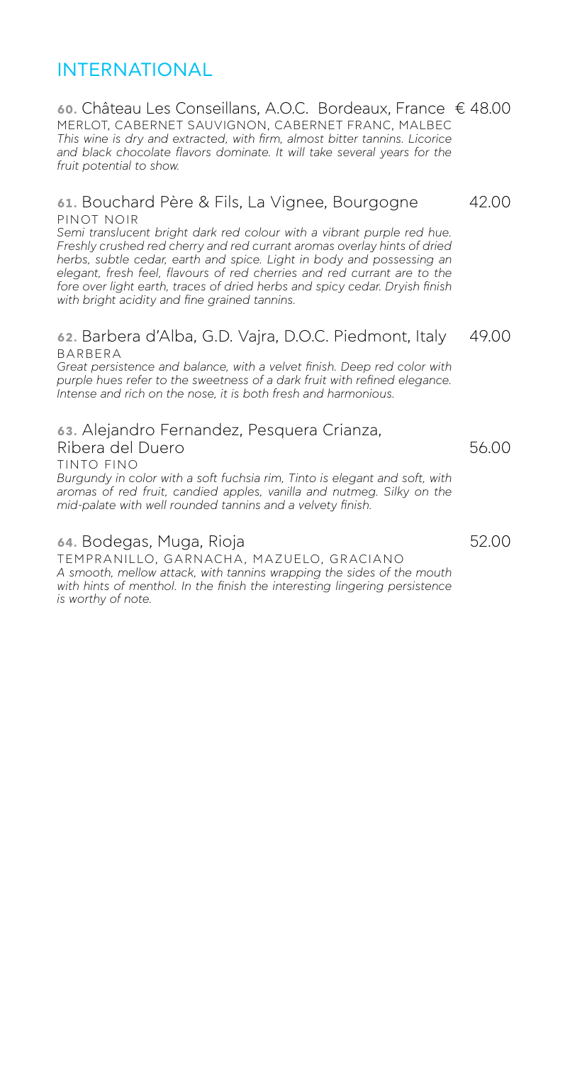# INTERNATIONAL

**60.** Château Les Conseillans, A.O.C. Bordeaux, France € 48.00

MERLOT, CABERNET SAUVIGNON, CABERNET FRANC, MALBEC

*This wine is dry and extracted, with firm, almost bitter tannins. Licorice and black chocolate flavors dominate. It will take several years for the fruit potential to show.*

**61.** Bouchard Père & Fils, La Vignee, Bourgogne 42.00

PINOT NOIR

*Semi translucent bright dark red colour with a vibrant purple red hue. Freshly crushed red cherry and red currant aromas overlay hints of dried herbs, subtle cedar, earth and spice. Light in body and possessing an elegant, fresh feel, flavours of red cherries and red currant are to the fore over light earth, traces of dried herbs and spicy cedar. Dryish finish with bright acidity and fine grained tannins.*

**62.** Barbera d'Alba, G.D. Vajra, D.O.C. Piedmont, Italy 49.00

BARBERA

*Great persistence and balance, with a velvet finish. Deep red color with purple hues refer to the sweetness of a dark fruit with refined elegance. Intense and rich on the nose, it is both fresh and harmonious.*

**63.** Alejandro Fernandez, Pesquera Crianza, Ribera del Duero 56.00

TINTO FINO

*Burgundy in color with a soft fuchsia rim, Tinto is elegant and soft, with aromas of red fruit, candied apples, vanilla and nutmeg. Silky on the mid-palate with well rounded tannins and a velvety finish.*

**64.** Bodegas, Muga, Rioja 52.00

TEMPRANILLO, GARNACHA, MAZUELO, GRACIANO

*A smooth, mellow attack, with tannins wrapping the sides of the mouth with hints of menthol. In the finish the interesting lingering persistence is worthy of note.*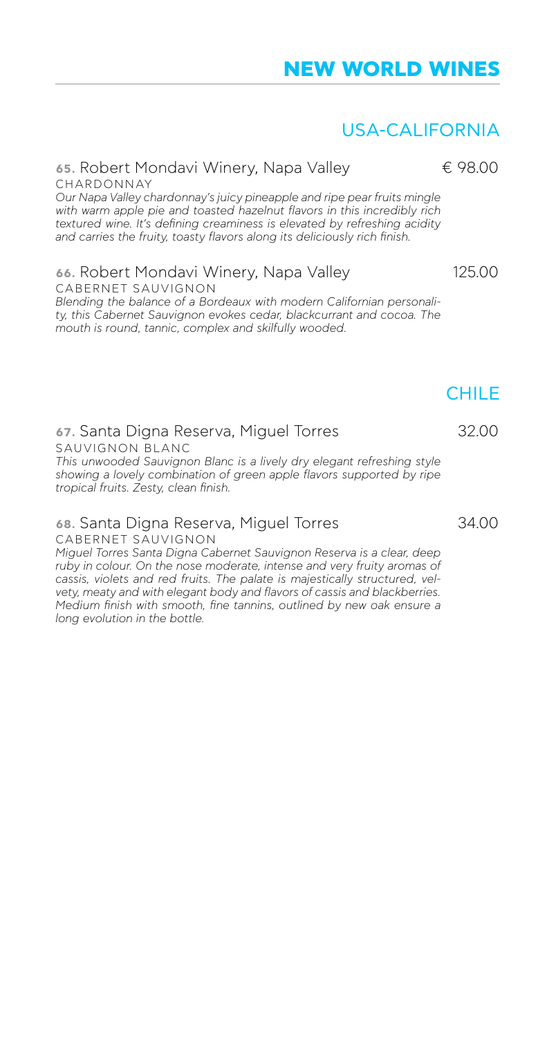# NEW WORLD WINES

## USA-CALIFORNIA

**65.** Robert Mondavi Winery, Napa Valley — € 98.00

CHARDONNAY

*Our Napa Valley chardonnay's juicy pineapple and ripe pear fruits mingle with warm apple pie and toasted hazelnut flavors in this incredibly rich textured wine. It's defining creaminess is elevated by refreshing acidity and carries the fruity, toasty flavors along its deliciously rich finish.*

**66.** Robert Mondavi Winery, Napa Valley — 125.00

CABERNET SAUVIGNON

*Blending the balance of a Bordeaux with modern Californian personality, this Cabernet Sauvignon evokes cedar, blackcurrant and cocoa. The mouth is round, tannic, complex and skilfully wooded.*

## CHILE

**67.** Santa Digna Reserva, Miguel Torres — 32.00

SAUVIGNON BLANC

*This unwooded Sauvignon Blanc is a lively dry elegant refreshing style showing a lovely combination of green apple flavors supported by ripe tropical fruits. Zesty, clean finish.*

**68.** Santa Digna Reserva, Miguel Torres — 34.00

CABERNET SAUVIGNON

*Miguel Torres Santa Digna Cabernet Sauvignon Reserva is a clear, deep ruby in colour. On the nose moderate, intense and very fruity aromas of cassis, violets and red fruits. The palate is majestically structured, velvety, meaty and with elegant body and flavors of cassis and blackberries. Medium finish with smooth, fine tannins, outlined by new oak ensure a long evolution in the bottle.*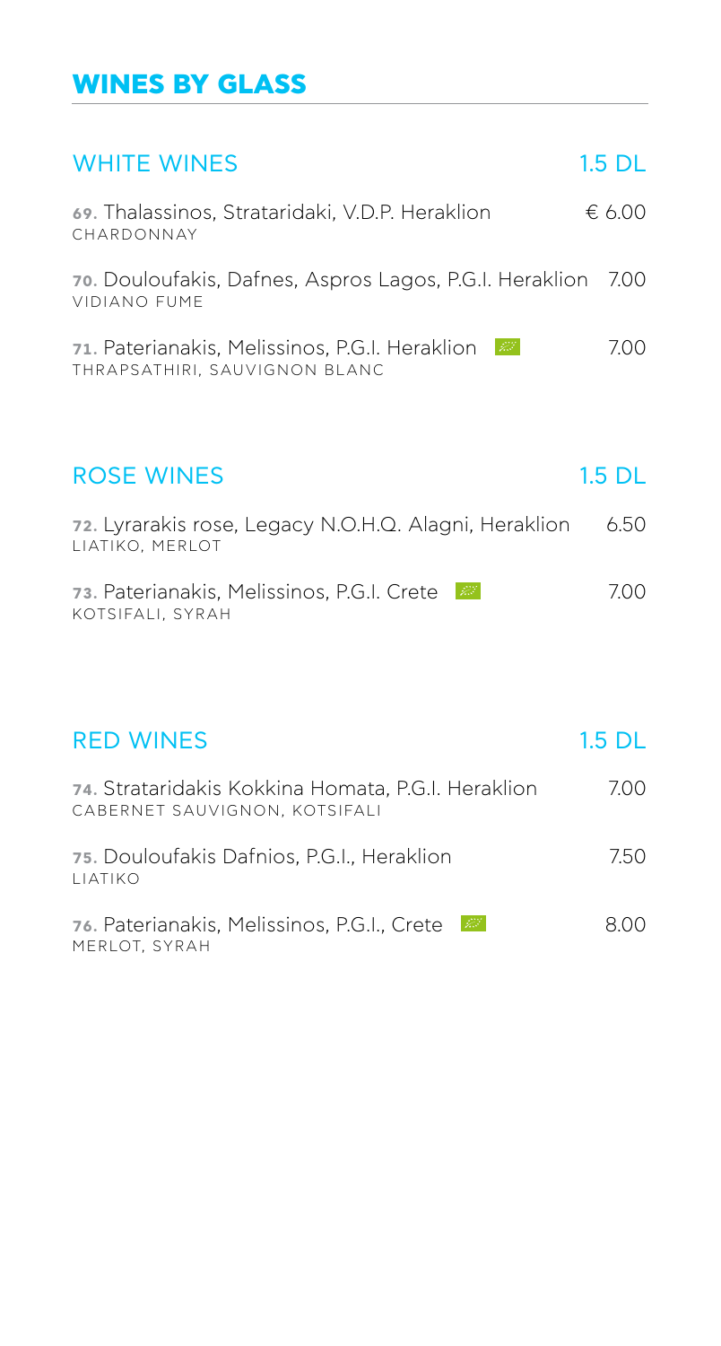# WINES BY GLASS

## WHITE WINES — 1.5 DL

**69.** Thalassinos, Strataridaki, V.D.P. Heraklion — € 6.00
CHARDONNAY

**70.** Douloufakis, Dafnes, Aspros Lagos, P.G.I. Heraklion — 7.00
VIDIANO FUME

**71.** Paterianakis, Melissinos, P.G.I. Heraklion — 7.00
THRAPSATHIRI, SAUVIGNON BLANC

## ROSE WINES — 1.5 DL

**72.** Lyrarakis rose, Legacy N.O.H.Q. Alagni, Heraklion — 6.50
LIATIKO, MERLOT

**73.** Paterianakis, Melissinos, P.G.I. Crete — 7.00
KOTSIFALI, SYRAH

## RED WINES — 1.5 DL

**74.** Strataridakis Kokkina Homata, P.G.I. Heraklion — 7.00
CABERNET SAUVIGNON, KOTSIFALI

**75.** Douloufakis Dafnios, P.G.I., Heraklion — 7.50
LIATIKO

**76.** Paterianakis, Melissinos, P.G.I., Crete — 8.00
MERLOT, SYRAH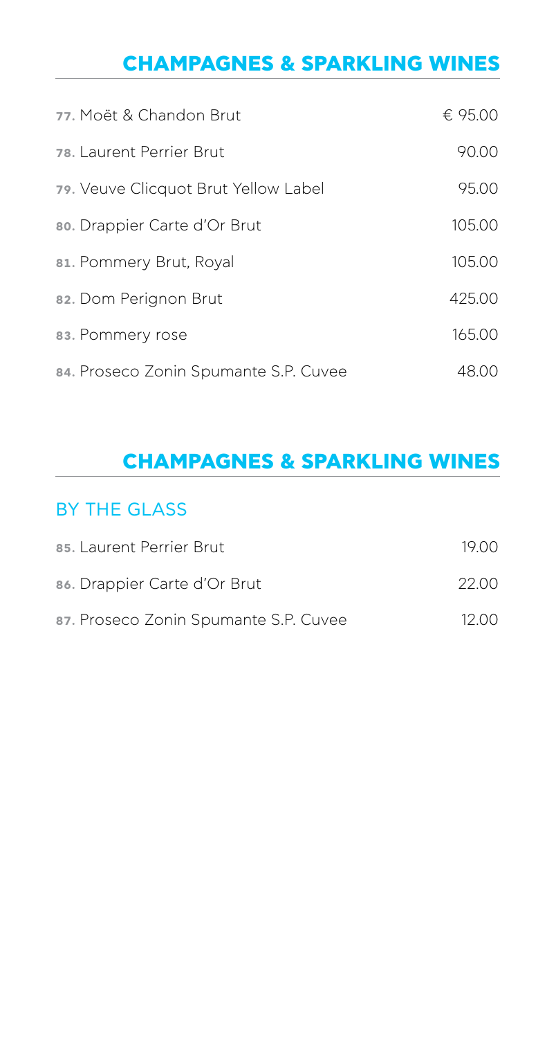## CHAMPAGNES & SPARKLING WINES

| | |
|---|---|
| **77.** Moët & Chandon Brut | € 95.00 |
| **78.** Laurent Perrier Brut | 90.00 |
| **79.** Veuve Clicquot Brut Yellow Label | 95.00 |
| **80.** Drappier Carte d'Or Brut | 105.00 |
| **81.** Pommery Brut, Royal | 105.00 |
| **82.** Dom Perignon Brut | 425.00 |
| **83.** Pommery rose | 165.00 |
| **84.** Proseco Zonin Spumante S.P. Cuvee | 48.00 |

## CHAMPAGNES & SPARKLING WINES

### BY THE GLASS

| | |
|---|---|
| **85.** Laurent Perrier Brut | 19.00 |
| **86.** Drappier Carte d'Or Brut | 22.00 |
| **87.** Proseco Zonin Spumante S.P. Cuvee | 12.00 |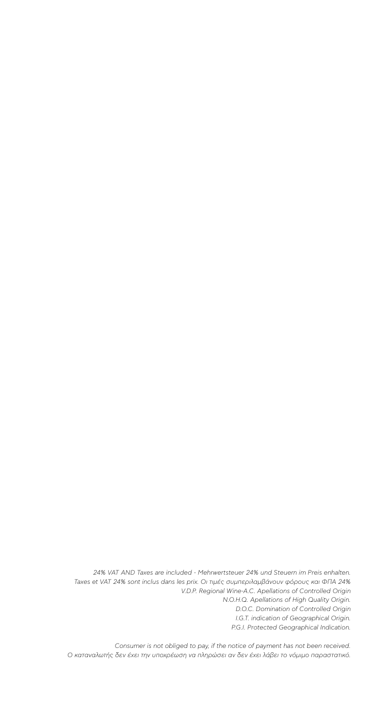*24% VAT AND Taxes are included - Mehrwertsteuer 24% und Steuern im Preis enhalten.*
*Taxes et VAT 24% sont inclus dans les prix. Οι τιμές συμπεριλαμβάνουν φόρους και ΦΠΑ 24%*
*V.D.P. Regional Wine-A.C. Apellations of Controlled Origin*
*N.O.H.Q. Apellations of High Quality Origin.*
*D.O.C. Domination of Controlled Origin*
*I.G.T. indication of Geographical Origin.*
*P.G.I. Protected Geographical Indication.*

*Consumer is not obliged to pay, if the notice of payment has not been received.*
*Ο καταναλωτής δεν έχει την υποχρέωση να πληρώσει αν δεν έχει λάβει το νόμιμο παραστατικό.*